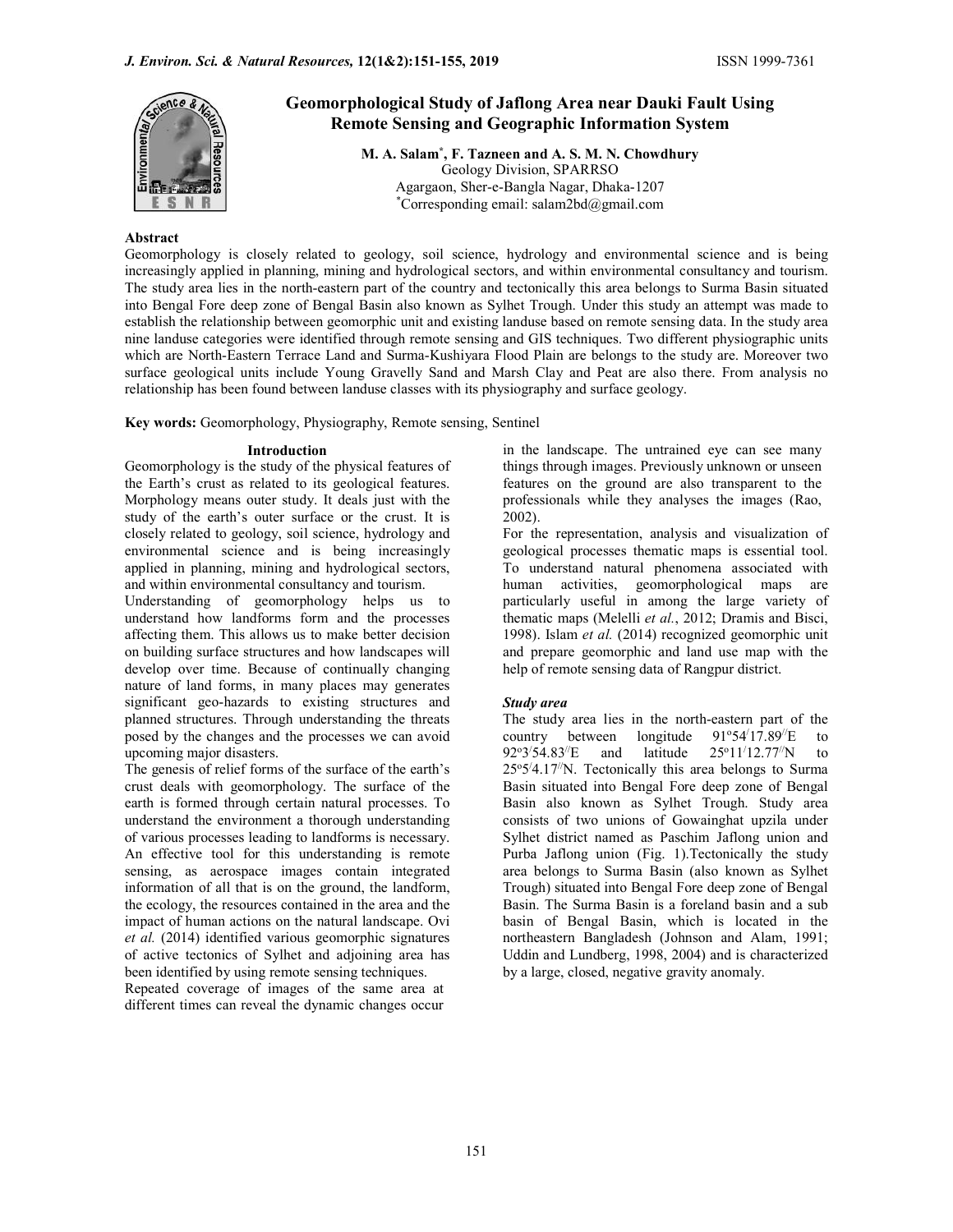# Geomorphological Study of Jaflong Area near Dauki Fault Using Remote Sensing and Geographic Information System

**M. A. Salam[*], F. Tazneen and A. S. M. N. Chowdhury**
Geology Division, SPARRSO
Agargaon, Sher-e-Bangla Nagar, Dhaka-1207
[*]Corresponding email: salam2bd@gmail.com

## Abstract

Geomorphology is closely related to geology, soil science, hydrology and environmental science and is being increasingly applied in planning, mining and hydrological sectors, and within environmental consultancy and tourism. The study area lies in the north-eastern part of the country and tectonically this area belongs to Surma Basin situated into Bengal Fore deep zone of Bengal Basin also known as Sylhet Trough. Under this study an attempt was made to establish the relationship between geomorphic unit and existing landuse based on remote sensing data. In the study area nine landuse categories were identified through remote sensing and GIS techniques. Two different physiographic units which are North-Eastern Terrace Land and Surma-Kushiyara Flood Plain are belongs to the study are. Moreover two surface geological units include Young Gravelly Sand and Marsh Clay and Peat are also there. From analysis no relationship has been found between landuse classes with its physiography and surface geology.

**Key words:** Geomorphology, Physiography, Remote sensing, Sentinel

## Introduction

Geomorphology is the study of the physical features of the Earth's crust as related to its geological features. Morphology means outer study. It deals just with the study of the earth's outer surface or the crust. It is closely related to geology, soil science, hydrology and environmental science and is being increasingly applied in planning, mining and hydrological sectors, and within environmental consultancy and tourism.

Understanding of geomorphology helps us to understand how landforms form and the processes affecting them. This allows us to make better decision on building surface structures and how landscapes will develop over time. Because of continually changing nature of land forms, in many places may generates significant geo-hazards to existing structures and planned structures. Through understanding the threats posed by the changes and the processes we can avoid upcoming major disasters.

The genesis of relief forms of the surface of the earth's crust deals with geomorphology. The surface of the earth is formed through certain natural processes. To understand the environment a thorough understanding of various processes leading to landforms is necessary. An effective tool for this understanding is remote sensing, as aerospace images contain integrated information of all that is on the ground, the landform, the ecology, the resources contained in the area and the impact of human actions on the natural landscape. Ovi *et al.* (2014) identified various geomorphic signatures of active tectonics of Sylhet and adjoining area has been identified by using remote sensing techniques.

Repeated coverage of images of the same area at different times can reveal the dynamic changes occur in the landscape. The untrained eye can see many things through images. Previously unknown or unseen features on the ground are also transparent to the professionals while they analyses the images (Rao, 2002).

For the representation, analysis and visualization of geological processes thematic maps is essential tool. To understand natural phenomena associated with human activities, geomorphological maps are particularly useful in among the large variety of thematic maps (Melelli *et al.*, 2012; Dramis and Bisci, 1998). Islam *et al.* (2014) recognized geomorphic unit and prepare geomorphic and land use map with the help of remote sensing data of Rangpur district.

### *Study area*

The study area lies in the north-eastern part of the country between longitude 91°54′17.89″E to 92°3′54.83″E and latitude 25°11′12.77″N to 25°5′4.17″N. Tectonically this area belongs to Surma Basin situated into Bengal Fore deep zone of Bengal Basin also known as Sylhet Trough. Study area consists of two unions of Gowainghat upzila under Sylhet district named as Paschim Jaflong union and Purba Jaflong union (Fig. 1).Tectonically the study area belongs to Surma Basin (also known as Sylhet Trough) situated into Bengal Fore deep zone of Bengal Basin. The Surma Basin is a foreland basin and a sub basin of Bengal Basin, which is located in the northeastern Bangladesh (Johnson and Alam, 1991; Uddin and Lundberg, 1998, 2004) and is characterized by a large, closed, negative gravity anomaly.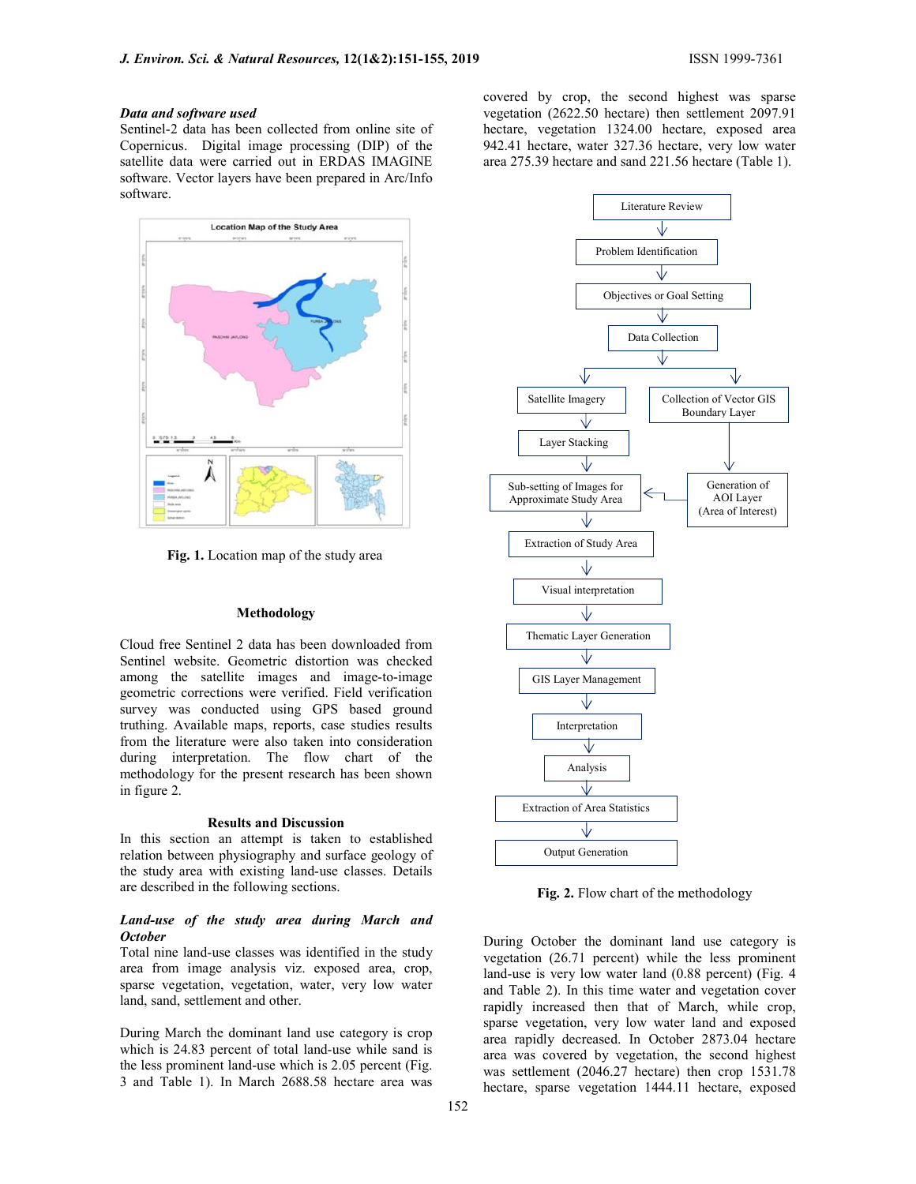### *Data and software used*

Sentinel-2 data has been collected from online site of Copernicus. Digital image processing (DIP) of the satellite data were carried out in ERDAS IMAGINE software. Vector layers have been prepared in Arc/Info software.

**Fig. 1.** Location map of the study area

## Methodology

Cloud free Sentinel 2 data has been downloaded from Sentinel website. Geometric distortion was checked among the satellite images and image-to-image geometric corrections were verified. Field verification survey was conducted using GPS based ground truthing. Available maps, reports, case studies results from the literature were also taken into consideration during interpretation. The flow chart of the methodology for the present research has been shown in figure 2.

## Results and Discussion

In this section an attempt is taken to established relation between physiography and surface geology of the study area with existing land-use classes. Details are described in the following sections.

### *Land-use of the study area during March and October*

Total nine land-use classes was identified in the study area from image analysis viz. exposed area, crop, sparse vegetation, vegetation, water, very low water land, sand, settlement and other.

During March the dominant land use category is crop which is 24.83 percent of total land-use while sand is the less prominent land-use which is 2.05 percent (Fig. 3 and Table 1). In March 2688.58 hectare area was covered by crop, the second highest was sparse vegetation (2622.50 hectare) then settlement 2097.91 hectare, vegetation 1324.00 hectare, exposed area 942.41 hectare, water 327.36 hectare, very low water area 275.39 hectare and sand 221.56 hectare (Table 1).

**Fig. 2.** Flow chart of the methodology

During October the dominant land use category is vegetation (26.71 percent) while the less prominent land-use is very low water land (0.88 percent) (Fig. 4 and Table 2). In this time water and vegetation cover rapidly increased then that of March, while crop, sparse vegetation, very low water land and exposed area rapidly decreased. In October 2873.04 hectare area was covered by vegetation, the second highest was settlement (2046.27 hectare) then crop 1531.78 hectare, sparse vegetation 1444.11 hectare, exposed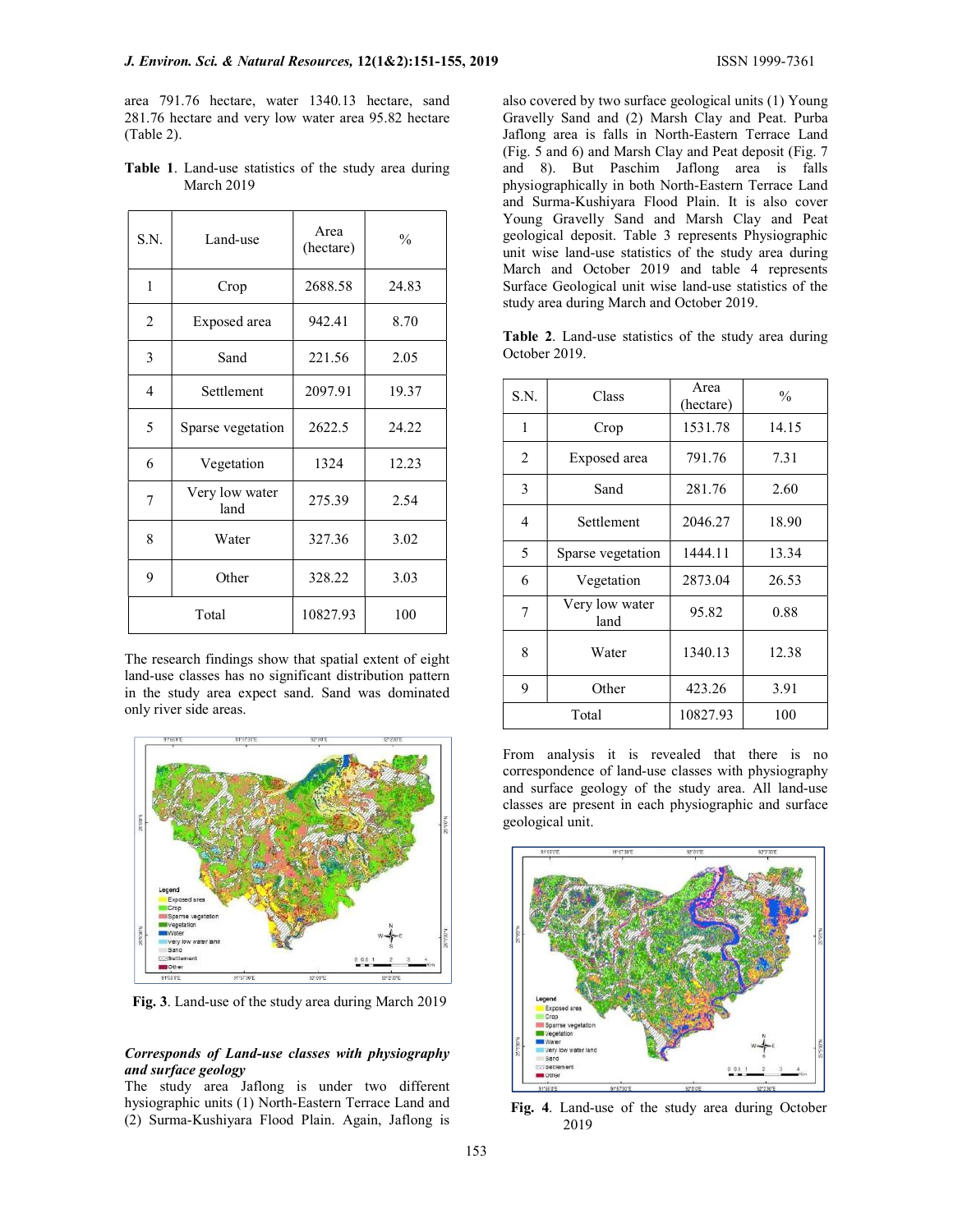area 791.76 hectare, water 1340.13 hectare, sand 281.76 hectare and very low water area 95.82 hectare (Table 2).

**Table 1**. Land-use statistics of the study area during March 2019

| S.N. | Land-use | Area (hectare) | % |
|---|---|---|---|
| 1 | Crop | 2688.58 | 24.83 |
| 2 | Exposed area | 942.41 | 8.70 |
| 3 | Sand | 221.56 | 2.05 |
| 4 | Settlement | 2097.91 | 19.37 |
| 5 | Sparse vegetation | 2622.5 | 24.22 |
| 6 | Vegetation | 1324 | 12.23 |
| 7 | Very low water land | 275.39 | 2.54 |
| 8 | Water | 327.36 | 3.02 |
| 9 | Other | 328.22 | 3.03 |
| Total | | 10827.93 | 100 |

The research findings show that spatial extent of eight land-use classes has no significant distribution pattern in the study area expect sand. Sand was dominated only river side areas.

Fig. 3. Land-use of the study area during March 2019

***Corresponds of Land-use classes with physiography and surface geology***

The study area Jaflong is under two different hysiographic units (1) North-Eastern Terrace Land and (2) Surma-Kushiyara Flood Plain. Again, Jaflong is also covered by two surface geological units (1) Young Gravelly Sand and (2) Marsh Clay and Peat. Purba Jaflong area is falls in North-Eastern Terrace Land (Fig. 5 and 6) and Marsh Clay and Peat deposit (Fig. 7 and 8). But Paschim Jaflong area is falls physiographically in both North-Eastern Terrace Land and Surma-Kushiyara Flood Plain. It is also cover Young Gravelly Sand and Marsh Clay and Peat geological deposit. Table 3 represents Physiographic unit wise land-use statistics of the study area during March and October 2019 and table 4 represents Surface Geological unit wise land-use statistics of the study area during March and October 2019.

**Table 2**. Land-use statistics of the study area during October 2019.

| S.N. | Class | Area (hectare) | % |
|---|---|---|---|
| 1 | Crop | 1531.78 | 14.15 |
| 2 | Exposed area | 791.76 | 7.31 |
| 3 | Sand | 281.76 | 2.60 |
| 4 | Settlement | 2046.27 | 18.90 |
| 5 | Sparse vegetation | 1444.11 | 13.34 |
| 6 | Vegetation | 2873.04 | 26.53 |
| 7 | Very low water land | 95.82 | 0.88 |
| 8 | Water | 1340.13 | 12.38 |
| 9 | Other | 423.26 | 3.91 |
| Total | | 10827.93 | 100 |

From analysis it is revealed that there is no correspondence of land-use classes with physiography and surface geology of the study area. All land-use classes are present in each physiographic and surface geological unit.

**Fig. 4**. Land-use of the study area during October 2019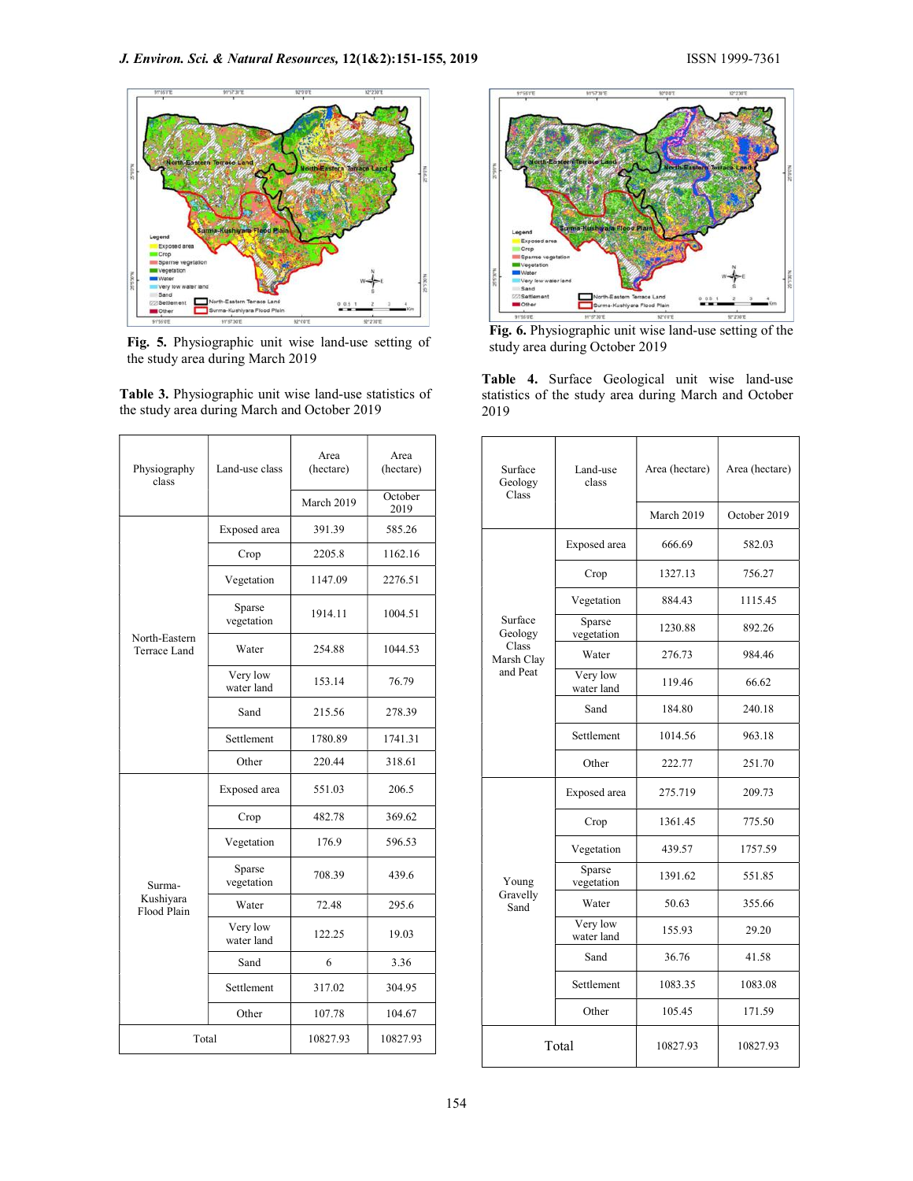**Fig. 5.** Physiographic unit wise land-use setting of the study area during March 2019

**Fig. 6.** Physiographic unit wise land-use setting of the study area during October 2019

**Table 3.** Physiographic unit wise land-use statistics of the study area during March and October 2019

| Physiography class | Land-use class | Area (hectare) | Area (hectare) |
|---|---|---|---|
| | | March 2019 | October 2019 |
| North-Eastern Terrace Land | Exposed area | 391.39 | 585.26 |
| | Crop | 2205.8 | 1162.16 |
| | Vegetation | 1147.09 | 2276.51 |
| | Sparse vegetation | 1914.11 | 1004.51 |
| | Water | 254.88 | 1044.53 |
| | Very low water land | 153.14 | 76.79 |
| | Sand | 215.56 | 278.39 |
| | Settlement | 1780.89 | 1741.31 |
| | Other | 220.44 | 318.61 |
| Surma-Kushiyara Flood Plain | Exposed area | 551.03 | 206.5 |
| | Crop | 482.78 | 369.62 |
| | Vegetation | 176.9 | 596.53 |
| | Sparse vegetation | 708.39 | 439.6 |
| | Water | 72.48 | 295.6 |
| | Very low water land | 122.25 | 19.03 |
| | Sand | 6 | 3.36 |
| | Settlement | 317.02 | 304.95 |
| | Other | 107.78 | 104.67 |
| Total | | 10827.93 | 10827.93 |

**Table 4.** Surface Geological unit wise land-use statistics of the study area during March and October 2019

| Surface Geology Class | Land-use class | Area (hectare) | Area (hectare) |
|---|---|---|---|
| | | March 2019 | October 2019 |
| Surface Geology Class Marsh Clay and Peat | Exposed area | 666.69 | 582.03 |
| | Crop | 1327.13 | 756.27 |
| | Vegetation | 884.43 | 1115.45 |
| | Sparse vegetation | 1230.88 | 892.26 |
| | Water | 276.73 | 984.46 |
| | Very low water land | 119.46 | 66.62 |
| | Sand | 184.80 | 240.18 |
| | Settlement | 1014.56 | 963.18 |
| | Other | 222.77 | 251.70 |
| Young Gravelly Sand | Exposed area | 275.719 | 209.73 |
| | Crop | 1361.45 | 775.50 |
| | Vegetation | 439.57 | 1757.59 |
| | Sparse vegetation | 1391.62 | 551.85 |
| | Water | 50.63 | 355.66 |
| | Very low water land | 155.93 | 29.20 |
| | Sand | 36.76 | 41.58 |
| | Settlement | 1083.35 | 1083.08 |
| | Other | 105.45 | 171.59 |
| Total | | 10827.93 | 10827.93 |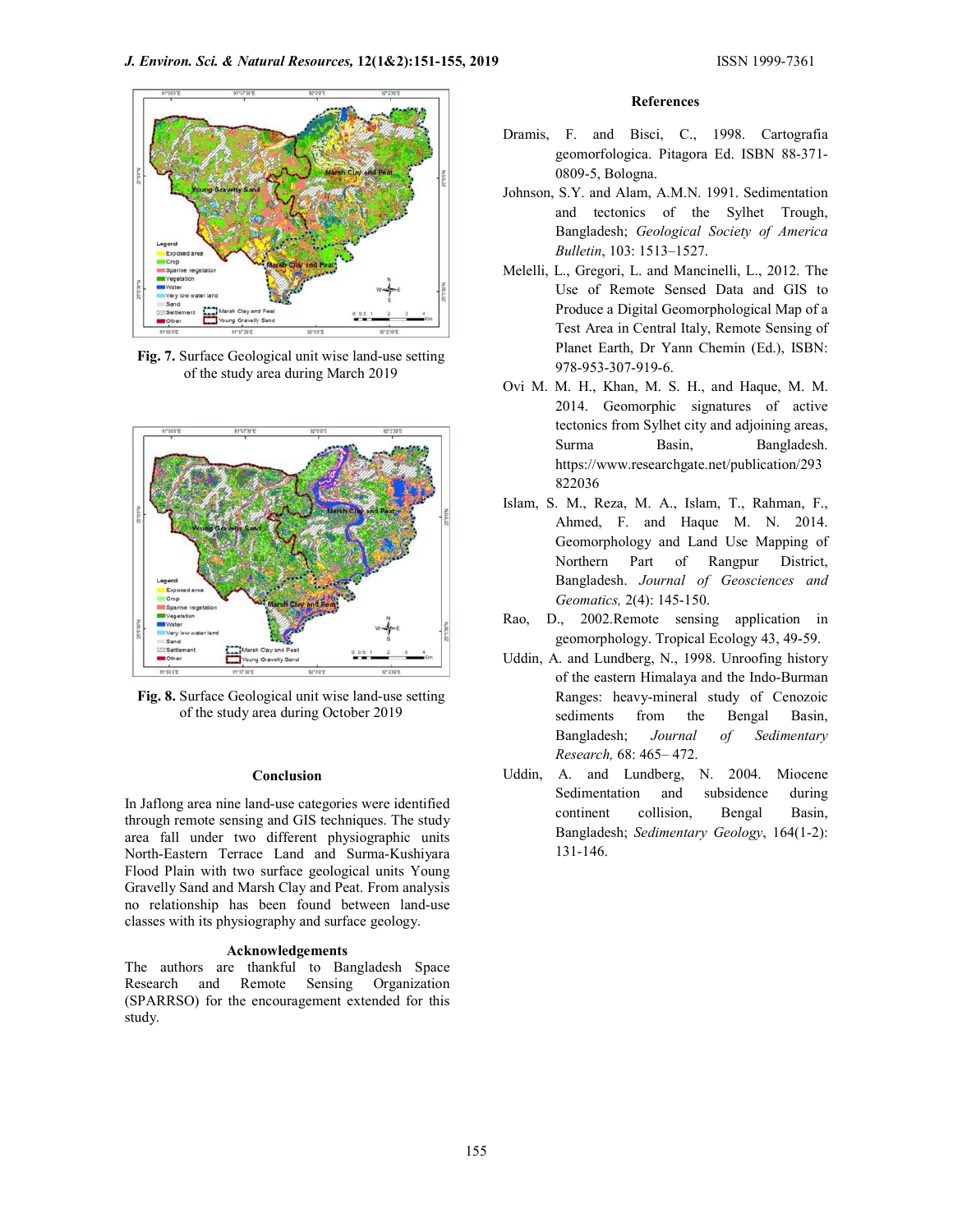Fig. 7. Surface Geological unit wise land-use setting of the study area during March 2019

Fig. 8. Surface Geological unit wise land-use setting of the study area during October 2019

### Conclusion

In Jaflong area nine land-use categories were identified through remote sensing and GIS techniques. The study area fall under two different physiographic units North-Eastern Terrace Land and Surma-Kushiyara Flood Plain with two surface geological units Young Gravelly Sand and Marsh Clay and Peat. From analysis no relationship has been found between land-use classes with its physiography and surface geology.

### Acknowledgements

The authors are thankful to Bangladesh Space Research and Remote Sensing Organization (SPARRSO) for the encouragement extended for this study.

### References

Dramis, F. and Bisci, C., 1998. Cartografia geomorfologica. Pitagora Ed. ISBN 88-371-0809-5, Bologna.

Johnson, S.Y. and Alam, A.M.N. 1991. Sedimentation and tectonics of the Sylhet Trough, Bangladesh; *Geological Society of America Bulletin*, 103: 1513–1527.

Melelli, L., Gregori, L. and Mancinelli, L., 2012. The Use of Remote Sensed Data and GIS to Produce a Digital Geomorphological Map of a Test Area in Central Italy, Remote Sensing of Planet Earth, Dr Yann Chemin (Ed.), ISBN: 978-953-307-919-6.

Ovi M. M. H., Khan, M. S. H., and Haque, M. M. 2014. Geomorphic signatures of active tectonics from Sylhet city and adjoining areas, Surma Basin, Bangladesh. https://www.researchgate.net/publication/293822036

Islam, S. M., Reza, M. A., Islam, T., Rahman, F., Ahmed, F. and Haque M. N. 2014. Geomorphology and Land Use Mapping of Northern Part of Rangpur District, Bangladesh. *Journal of Geosciences and Geomatics,* 2(4): 145-150.

Rao, D., 2002.Remote sensing application in geomorphology. Tropical Ecology 43, 49-59.

Uddin, A. and Lundberg, N., 1998. Unroofing history of the eastern Himalaya and the Indo-Burman Ranges: heavy-mineral study of Cenozoic sediments from the Bengal Basin, Bangladesh; *Journal of Sedimentary Research,* 68: 465– 472.

Uddin, A. and Lundberg, N. 2004. Miocene Sedimentation and subsidence during continent collision, Bengal Basin, Bangladesh; *Sedimentary Geology*, 164(1-2): 131-146.